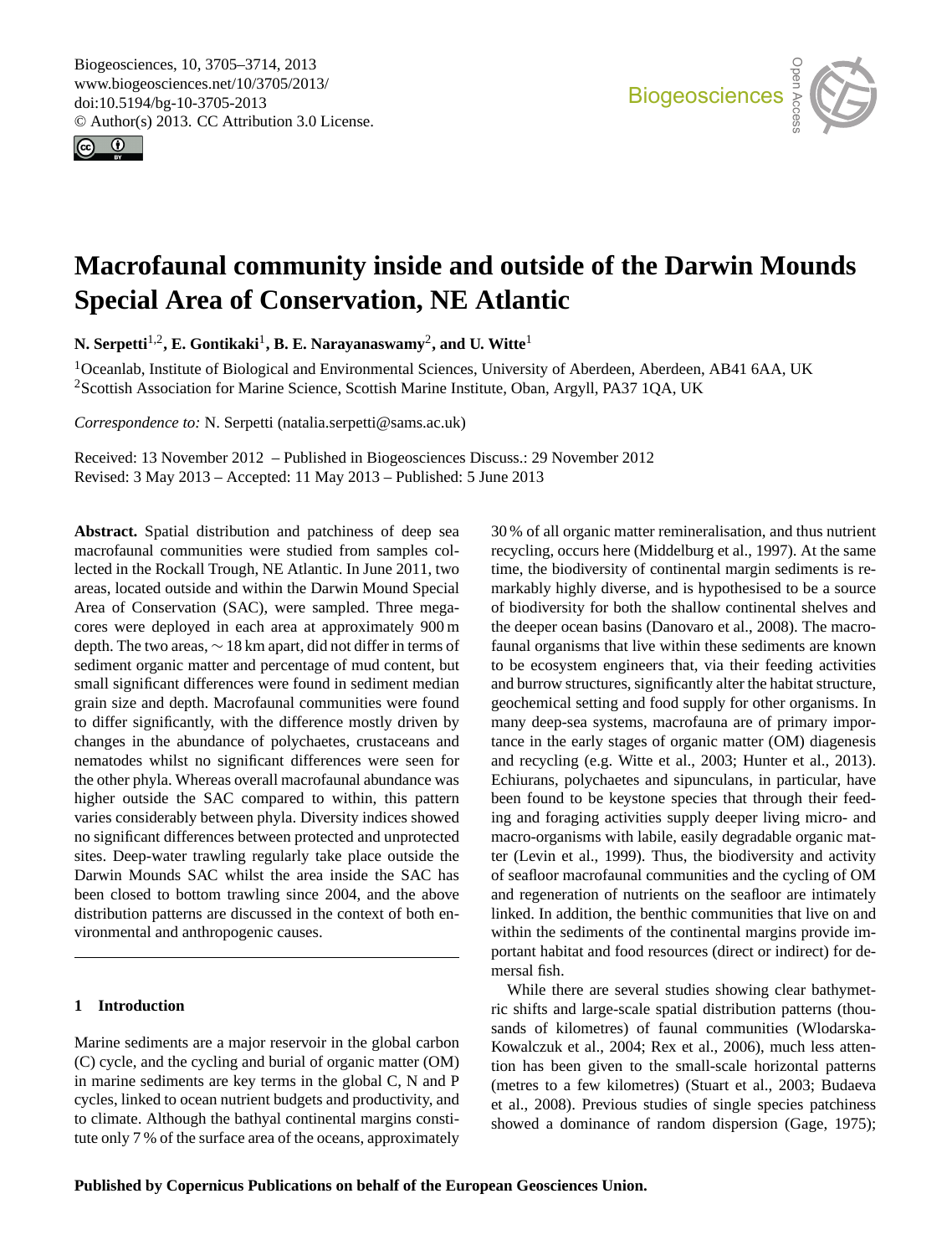# Macrofaunal community inside and outside of the Darwin Mounds Special Area of Conservation, NE Atlantic

**N. Serpetti[1,2], E. Gontikaki[1], B. E. Narayanaswamy[2], and U. Witte[1]**

[1]Oceanlab, Institute of Biological and Environmental Sciences, University of Aberdeen, Aberdeen, AB41 6AA, UK
[2]Scottish Association for Marine Science, Scottish Marine Institute, Oban, Argyll, PA37 1QA, UK

*Correspondence to:* N. Serpetti (natalia.serpetti@sams.ac.uk)

Received: 13 November 2012 – Published in Biogeosciences Discuss.: 29 November 2012
Revised: 3 May 2013 – Accepted: 11 May 2013 – Published: 5 June 2013

**Abstract.** Spatial distribution and patchiness of deep sea macrofaunal communities were studied from samples collected in the Rockall Trough, NE Atlantic. In June 2011, two areas, located outside and within the Darwin Mound Special Area of Conservation (SAC), were sampled. Three megacores were deployed in each area at approximately 900 m depth. The two areas, ∼ 18 km apart, did not differ in terms of sediment organic matter and percentage of mud content, but small significant differences were found in sediment median grain size and depth. Macrofaunal communities were found to differ significantly, with the difference mostly driven by changes in the abundance of polychaetes, crustaceans and nematodes whilst no significant differences were seen for the other phyla. Whereas overall macrofaunal abundance was higher outside the SAC compared to within, this pattern varies considerably between phyla. Diversity indices showed no significant differences between protected and unprotected sites. Deep-water trawling regularly take place outside the Darwin Mounds SAC whilst the area inside the SAC has been closed to bottom trawling since 2004, and the above distribution patterns are discussed in the context of both environmental and anthropogenic causes.

## 1 Introduction

Marine sediments are a major reservoir in the global carbon (C) cycle, and the cycling and burial of organic matter (OM) in marine sediments are key terms in the global C, N and P cycles, linked to ocean nutrient budgets and productivity, and to climate. Although the bathyal continental margins constitute only 7 % of the surface area of the oceans, approximately 30 % of all organic matter remineralisation, and thus nutrient recycling, occurs here (Middelburg et al., 1997). At the same time, the biodiversity of continental margin sediments is remarkably highly diverse, and is hypothesised to be a source of biodiversity for both the shallow continental shelves and the deeper ocean basins (Danovaro et al., 2008). The macrofaunal organisms that live within these sediments are known to be ecosystem engineers that, via their feeding activities and burrow structures, significantly alter the habitat structure, geochemical setting and food supply for other organisms. In many deep-sea systems, macrofauna are of primary importance in the early stages of organic matter (OM) diagenesis and recycling (e.g. Witte et al., 2003; Hunter et al., 2013). Echiurans, polychaetes and sipunculans, in particular, have been found to be keystone species that through their feeding and foraging activities supply deeper living micro- and macro-organisms with labile, easily degradable organic matter (Levin et al., 1999). Thus, the biodiversity and activity of seafloor macrofaunal communities and the cycling of OM and regeneration of nutrients on the seafloor are intimately linked. In addition, the benthic communities that live on and within the sediments of the continental margins provide important habitat and food resources (direct or indirect) for demersal fish.

While there are several studies showing clear bathymetric shifts and large-scale spatial distribution patterns (thousands of kilometres) of faunal communities (Wlodarska-Kowalczuk et al., 2004; Rex et al., 2006), much less attention has been given to the small-scale horizontal patterns (metres to a few kilometres) (Stuart et al., 2003; Budaeva et al., 2008). Previous studies of single species patchiness showed a dominance of random dispersion (Gage, 1975);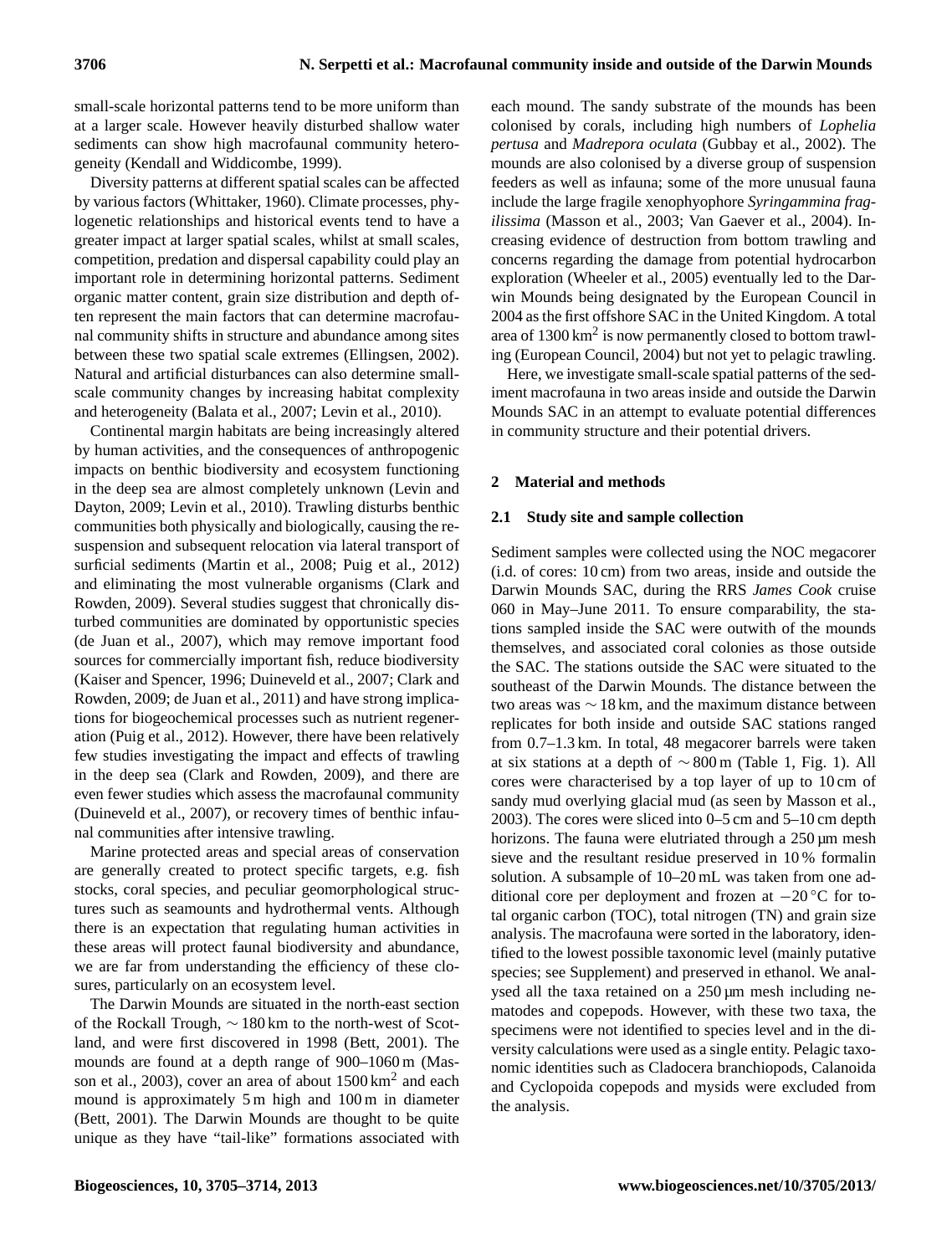small-scale horizontal patterns tend to be more uniform than at a larger scale. However heavily disturbed shallow water sediments can show high macrofaunal community heterogeneity (Kendall and Widdicombe, 1999).

Diversity patterns at different spatial scales can be affected by various factors (Whittaker, 1960). Climate processes, phylogenetic relationships and historical events tend to have a greater impact at larger spatial scales, whilst at small scales, competition, predation and dispersal capability could play an important role in determining horizontal patterns. Sediment organic matter content, grain size distribution and depth often represent the main factors that can determine macrofaunal community shifts in structure and abundance among sites between these two spatial scale extremes (Ellingsen, 2002). Natural and artificial disturbances can also determine small-scale community changes by increasing habitat complexity and heterogeneity (Balata et al., 2007; Levin et al., 2010).

Continental margin habitats are being increasingly altered by human activities, and the consequences of anthropogenic impacts on benthic biodiversity and ecosystem functioning in the deep sea are almost completely unknown (Levin and Dayton, 2009; Levin et al., 2010). Trawling disturbs benthic communities both physically and biologically, causing the re-suspension and subsequent relocation via lateral transport of surficial sediments (Martin et al., 2008; Puig et al., 2012) and eliminating the most vulnerable organisms (Clark and Rowden, 2009). Several studies suggest that chronically disturbed communities are dominated by opportunistic species (de Juan et al., 2007), which may remove important food sources for commercially important fish, reduce biodiversity (Kaiser and Spencer, 1996; Duineveld et al., 2007; Clark and Rowden, 2009; de Juan et al., 2011) and have strong implications for biogeochemical processes such as nutrient regeneration (Puig et al., 2012). However, there have been relatively few studies investigating the impact and effects of trawling in the deep sea (Clark and Rowden, 2009), and there are even fewer studies which assess the macrofaunal community (Duineveld et al., 2007), or recovery times of benthic infaunal communities after intensive trawling.

Marine protected areas and special areas of conservation are generally created to protect specific targets, e.g. fish stocks, coral species, and peculiar geomorphological structures such as seamounts and hydrothermal vents. Although there is an expectation that regulating human activities in these areas will protect faunal biodiversity and abundance, we are far from understanding the efficiency of these closures, particularly on an ecosystem level.

The Darwin Mounds are situated in the north-east section of the Rockall Trough, ∼ 180 km to the north-west of Scotland, and were first discovered in 1998 (Bett, 2001). The mounds are found at a depth range of 900–1060 m (Masson et al., 2003), cover an area of about 1500 km$^2$ and each mound is approximately 5 m high and 100 m in diameter (Bett, 2001). The Darwin Mounds are thought to be quite unique as they have "tail-like" formations associated with each mound. The sandy substrate of the mounds has been colonised by corals, including high numbers of *Lophelia pertusa* and *Madrepora oculata* (Gubbay et al., 2002). The mounds are also colonised by a diverse group of suspension feeders as well as infauna; some of the more unusual fauna include the large fragile xenophyophore *Syringammina fragilissima* (Masson et al., 2003; Van Gaever et al., 2004). Increasing evidence of destruction from bottom trawling and concerns regarding the damage from potential hydrocarbon exploration (Wheeler et al., 2005) eventually led to the Darwin Mounds being designated by the European Council in 2004 as the first offshore SAC in the United Kingdom. A total area of 1300 km$^2$ is now permanently closed to bottom trawling (European Council, 2004) but not yet to pelagic trawling.

Here, we investigate small-scale spatial patterns of the sediment macrofauna in two areas inside and outside the Darwin Mounds SAC in an attempt to evaluate potential differences in community structure and their potential drivers.

## 2 Material and methods

### 2.1 Study site and sample collection

Sediment samples were collected using the NOC megacorer (i.d. of cores: 10 cm) from two areas, inside and outside the Darwin Mounds SAC, during the RRS *James Cook* cruise 060 in May–June 2011. To ensure comparability, the stations sampled inside the SAC were outwith of the mounds themselves, and associated coral colonies as those outside the SAC. The stations outside the SAC were situated to the southeast of the Darwin Mounds. The distance between the two areas was ∼ 18 km, and the maximum distance between replicates for both inside and outside SAC stations ranged from 0.7–1.3 km. In total, 48 megacorer barrels were taken at six stations at a depth of ∼ 800 m (Table 1, Fig. 1). All cores were characterised by a top layer of up to 10 cm of sandy mud overlying glacial mud (as seen by Masson et al., 2003). The cores were sliced into 0–5 cm and 5–10 cm depth horizons. The fauna were elutriated through a 250 µm mesh sieve and the resultant residue preserved in 10 % formalin solution. A subsample of 10–20 mL was taken from one additional core per deployment and frozen at −20 °C for total organic carbon (TOC), total nitrogen (TN) and grain size analysis. The macrofauna were sorted in the laboratory, identified to the lowest possible taxonomic level (mainly putative species; see Supplement) and preserved in ethanol. We analysed all the taxa retained on a 250 µm mesh including nematodes and copepods. However, with these two taxa, the specimens were not identified to species level and in the diversity calculations were used as a single entity. Pelagic taxonomic identities such as Cladocera branchiopods, Calanoida and Cyclopoida copepods and mysids were excluded from the analysis.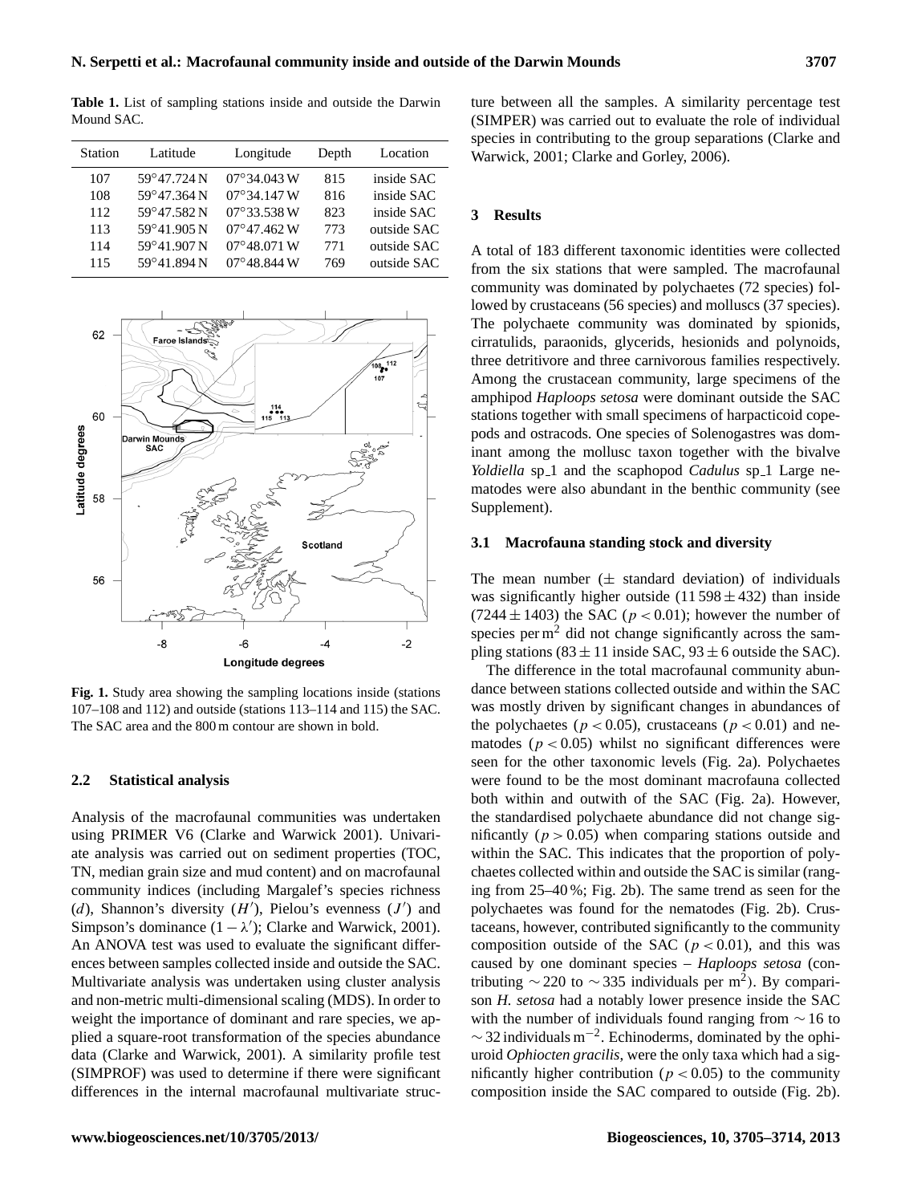**Table 1.** List of sampling stations inside and outside the Darwin Mound SAC.

| Station | Latitude | Longitude | Depth | Location |
|---|---|---|---|---|
| 107 | 59°47.724 N | 07°34.043 W | 815 | inside SAC |
| 108 | 59°47.364 N | 07°34.147 W | 816 | inside SAC |
| 112 | 59°47.582 N | 07°33.538 W | 823 | inside SAC |
| 113 | 59°41.905 N | 07°47.462 W | 773 | outside SAC |
| 114 | 59°41.907 N | 07°48.071 W | 771 | outside SAC |
| 115 | 59°41.894 N | 07°48.844 W | 769 | outside SAC |

**Fig. 1.** Study area showing the sampling locations inside (stations 107–108 and 112) and outside (stations 113–114 and 115) the SAC. The SAC area and the 800 m contour are shown in bold.

### 2.2 Statistical analysis

Analysis of the macrofaunal communities was undertaken using PRIMER V6 (Clarke and Warwick 2001). Univariate analysis was carried out on sediment properties (TOC, TN, median grain size and mud content) and on macrofaunal community indices (including Margalef's species richness ($d$), Shannon's diversity ($H'$), Pielou's evenness ($J'$) and Simpson's dominance ($1-\lambda'$); Clarke and Warwick, 2001). An ANOVA test was used to evaluate the significant differences between samples collected inside and outside the SAC. Multivariate analysis was undertaken using cluster analysis and non-metric multi-dimensional scaling (MDS). In order to weight the importance of dominant and rare species, we applied a square-root transformation of the species abundance data (Clarke and Warwick, 2001). A similarity profile test (SIMPROF) was used to determine if there were significant differences in the internal macrofaunal multivariate structure between all the samples. A similarity percentage test (SIMPER) was carried out to evaluate the role of individual species in contributing to the group separations (Clarke and Warwick, 2001; Clarke and Gorley, 2006).

## 3 Results

A total of 183 different taxonomic identities were collected from the six stations that were sampled. The macrofaunal community was dominated by polychaetes (72 species) followed by crustaceans (56 species) and molluscs (37 species). The polychaete community was dominated by spionids, cirratulids, paraonids, glycerids, hesionids and polynoids, three detritivore and three carnivorous families respectively. Among the crustacean community, large specimens of the amphipod *Haploops setosa* were dominant outside the SAC stations together with small specimens of harpacticoid copepods and ostracods. One species of Solenogastres was dominant among the mollusc taxon together with the bivalve *Yoldiella* sp_1 and the scaphopod *Cadulus* sp_1 Large nematodes were also abundant in the benthic community (see Supplement).

### 3.1 Macrofauna standing stock and diversity

The mean number ($\pm$ standard deviation) of individuals was significantly higher outside ($11\,598 \pm 432$) than inside ($7244 \pm 1403$) the SAC ($p < 0.01$); however the number of species per $m^2$ did not change significantly across the sampling stations ($83 \pm 11$ inside SAC, $93 \pm 6$ outside the SAC).

The difference in the total macrofaunal community abundance between stations collected outside and within the SAC was mostly driven by significant changes in abundances of the polychaetes ($p < 0.05$), crustaceans ($p < 0.01$) and nematodes ($p < 0.05$) whilst no significant differences were seen for the other taxonomic levels (Fig. 2a). Polychaetes were found to be the most dominant macrofauna collected both within and outwith of the SAC (Fig. 2a). However, the standardised polychaete abundance did not change significantly ($p > 0.05$) when comparing stations outside and within the SAC. This indicates that the proportion of polychaetes collected within and outside the SAC is similar (ranging from 25–40 %; Fig. 2b). The same trend as seen for the polychaetes was found for the nematodes (Fig. 2b). Crustaceans, however, contributed significantly to the community composition outside of the SAC ($p < 0.01$), and this was caused by one dominant species – *Haploops setosa* (contributing $\sim 220$ to $\sim 335$ individuals per $m^2$). By comparison *H. setosa* had a notably lower presence inside the SAC with the number of individuals found ranging from $\sim 16$ to $\sim 32$ individuals $m^{-2}$. Echinoderms, dominated by the ophiuroid *Ophiocten gracilis*, were the only taxa which had a significantly higher contribution ($p < 0.05$) to the community composition inside the SAC compared to outside (Fig. 2b).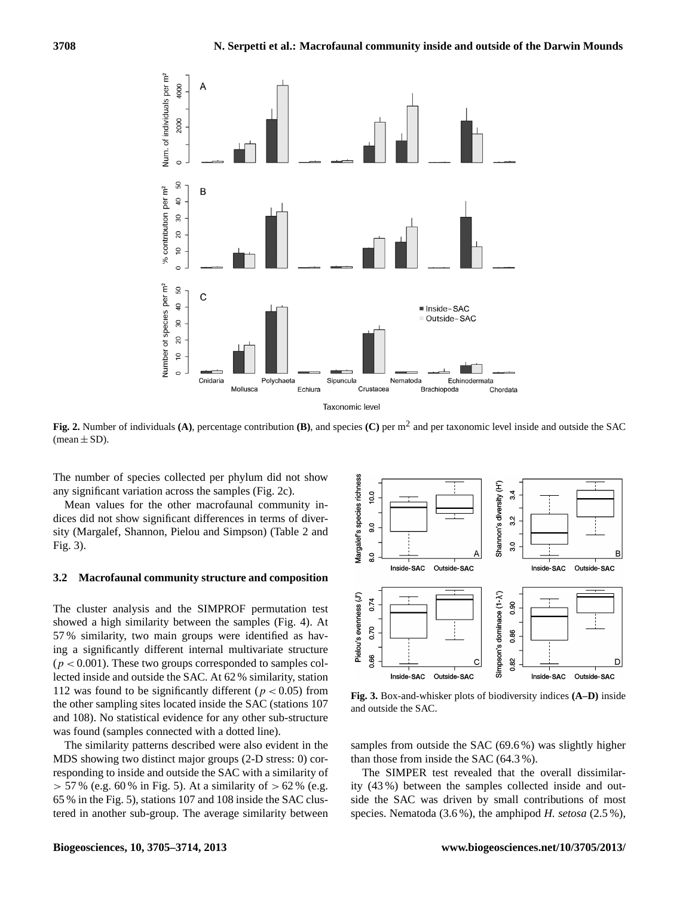Fig. 2. Number of individuals **(A)**, percentage contribution **(B)**, and species **(C)** per $m^2$ and per taxonomic level inside and outside the SAC (mean ± SD).

The number of species collected per phylum did not show any significant variation across the samples (Fig. 2c).

Mean values for the other macrofaunal community indices did not show significant differences in terms of diversity (Margalef, Shannon, Pielou and Simpson) (Table 2 and Fig. 3).

### 3.2 Macrofaunal community structure and composition

The cluster analysis and the SIMPROF permutation test showed a high similarity between the samples (Fig. 4). At 57 % similarity, two main groups were identified as having a significantly different internal multivariate structure ($p < 0.001$). These two groups corresponded to samples collected inside and outside the SAC. At 62 % similarity, station 112 was found to be significantly different ($p < 0.05$) from the other sampling sites located inside the SAC (stations 107 and 108). No statistical evidence for any other sub-structure was found (samples connected with a dotted line).

The similarity patterns described were also evident in the MDS showing two distinct major groups (2-D stress: 0) corresponding to inside and outside the SAC with a similarity of > 57 % (e.g. 60 % in Fig. 5). At a similarity of > 62 % (e.g. 65 % in the Fig. 5), stations 107 and 108 inside the SAC clustered in another sub-group. The average similarity between samples from outside the SAC (69.6 %) was slightly higher than those from inside the SAC (64.3 %).

Fig. 3. Box-and-whisker plots of biodiversity indices **(A–D)** inside and outside the SAC.

The SIMPER test revealed that the overall dissimilarity (43 %) between the samples collected inside and outside the SAC was driven by small contributions of most species. Nematoda (3.6 %), the amphipod *H. setosa* (2.5 %),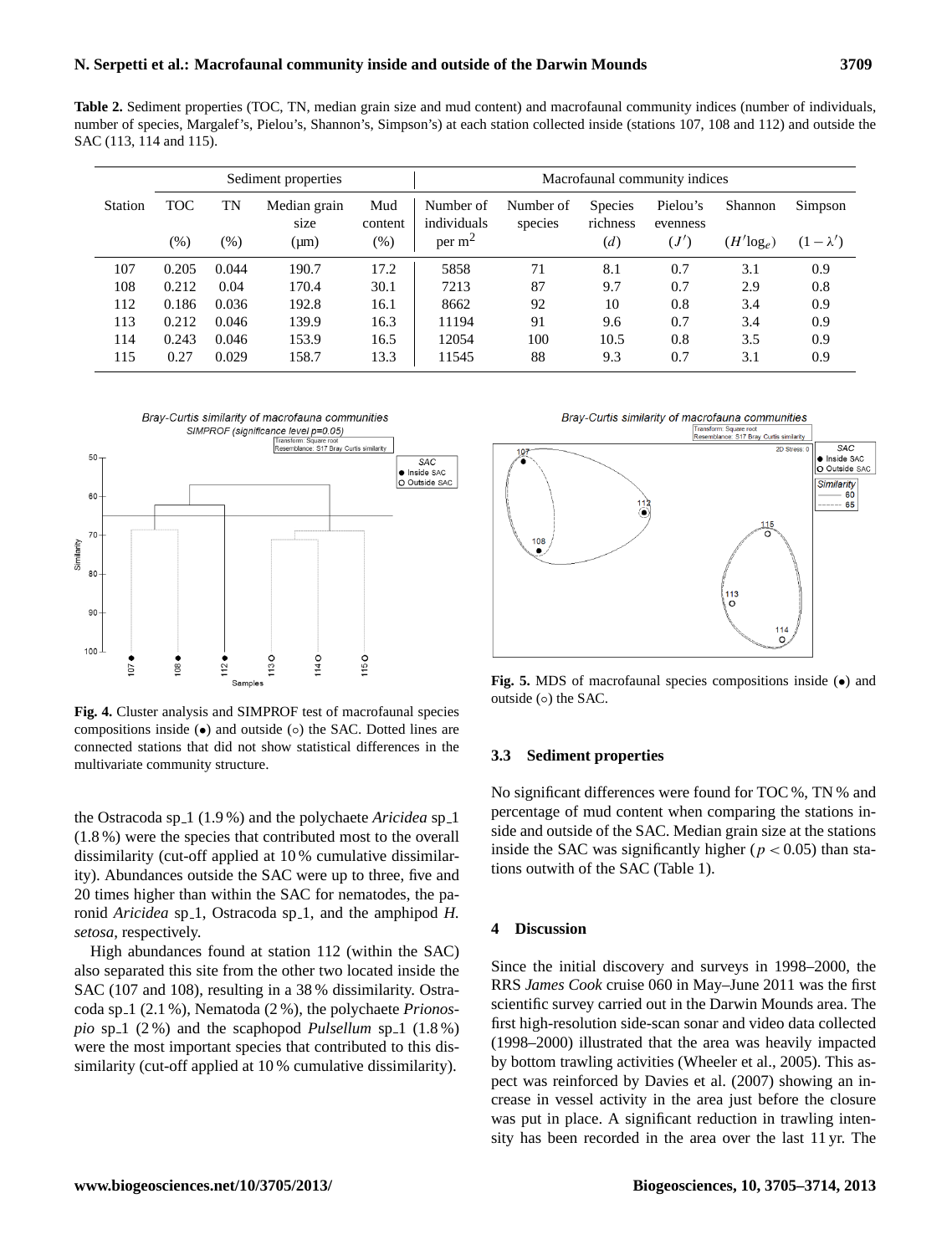**Table 2.** Sediment properties (TOC, TN, median grain size and mud content) and macrofaunal community indices (number of individuals, number of species, Margalef's, Pielou's, Shannon's, Simpson's) at each station collected inside (stations 107, 108 and 112) and outside the SAC (113, 114 and 115).

| | Sediment properties | | | | Macrofaunal community indices | | | | | |
|---|---|---|---|---|---|---|---|---|---|---|
| Station | TOC (%) | TN (%) | Median grain size (µm) | Mud content (%) | Number of individuals per m$^2$ | Number of species | Species richness ($d$) | Pielou's evenness ($J'$) | Shannon ($H'\log_e$) | Simpson ($1-\lambda'$) |
| 107 | 0.205 | 0.044 | 190.7 | 17.2 | 5858 | 71 | 8.1 | 0.7 | 3.1 | 0.9 |
| 108 | 0.212 | 0.04 | 170.4 | 30.1 | 7213 | 87 | 9.7 | 0.7 | 2.9 | 0.8 |
| 112 | 0.186 | 0.036 | 192.8 | 16.1 | 8662 | 92 | 10 | 0.8 | 3.4 | 0.9 |
| 113 | 0.212 | 0.046 | 139.9 | 16.3 | 11194 | 91 | 9.6 | 0.7 | 3.4 | 0.9 |
| 114 | 0.243 | 0.046 | 153.9 | 16.5 | 12054 | 100 | 10.5 | 0.8 | 3.5 | 0.9 |
| 115 | 0.27 | 0.029 | 158.7 | 13.3 | 11545 | 88 | 9.3 | 0.7 | 3.1 | 0.9 |

**Fig. 4.** Cluster analysis and SIMPROF test of macrofaunal species compositions inside (•) and outside (○) the SAC. Dotted lines are connected stations that did not show statistical differences in the multivariate community structure.

**Fig. 5.** MDS of macrofaunal species compositions inside (•) and outside (○) the SAC.

the Ostracoda sp_1 (1.9 %) and the polychaete *Aricidea* sp_1 (1.8 %) were the species that contributed most to the overall dissimilarity (cut-off applied at 10 % cumulative dissimilarity). Abundances outside the SAC were up to three, five and 20 times higher than within the SAC for nematodes, the paronid *Aricidea* sp_1, Ostracoda sp_1, and the amphipod *H. setosa*, respectively.

High abundances found at station 112 (within the SAC) also separated this site from the other two located inside the SAC (107 and 108), resulting in a 38 % dissimilarity. Ostracoda sp_1 (2.1 %), Nematoda (2 %), the polychaete *Prionospio* sp_1 (2 %) and the scaphopod *Pulsellum* sp_1 (1.8 %) were the most important species that contributed to this dissimilarity (cut-off applied at 10 % cumulative dissimilarity).

### 3.3 Sediment properties

No significant differences were found for TOC %, TN % and percentage of mud content when comparing the stations inside and outside of the SAC. Median grain size at the stations inside the SAC was significantly higher ($p < 0.05$) than stations outwith of the SAC (Table 1).

## 4 Discussion

Since the initial discovery and surveys in 1998–2000, the RRS *James Cook* cruise 060 in May–June 2011 was the first scientific survey carried out in the Darwin Mounds area. The first high-resolution side-scan sonar and video data collected (1998–2000) illustrated that the area was heavily impacted by bottom trawling activities (Wheeler et al., 2005). This aspect was reinforced by Davies et al. (2007) showing an increase in vessel activity in the area just before the closure was put in place. A significant reduction in trawling intensity has been recorded in the area over the last 11 yr. The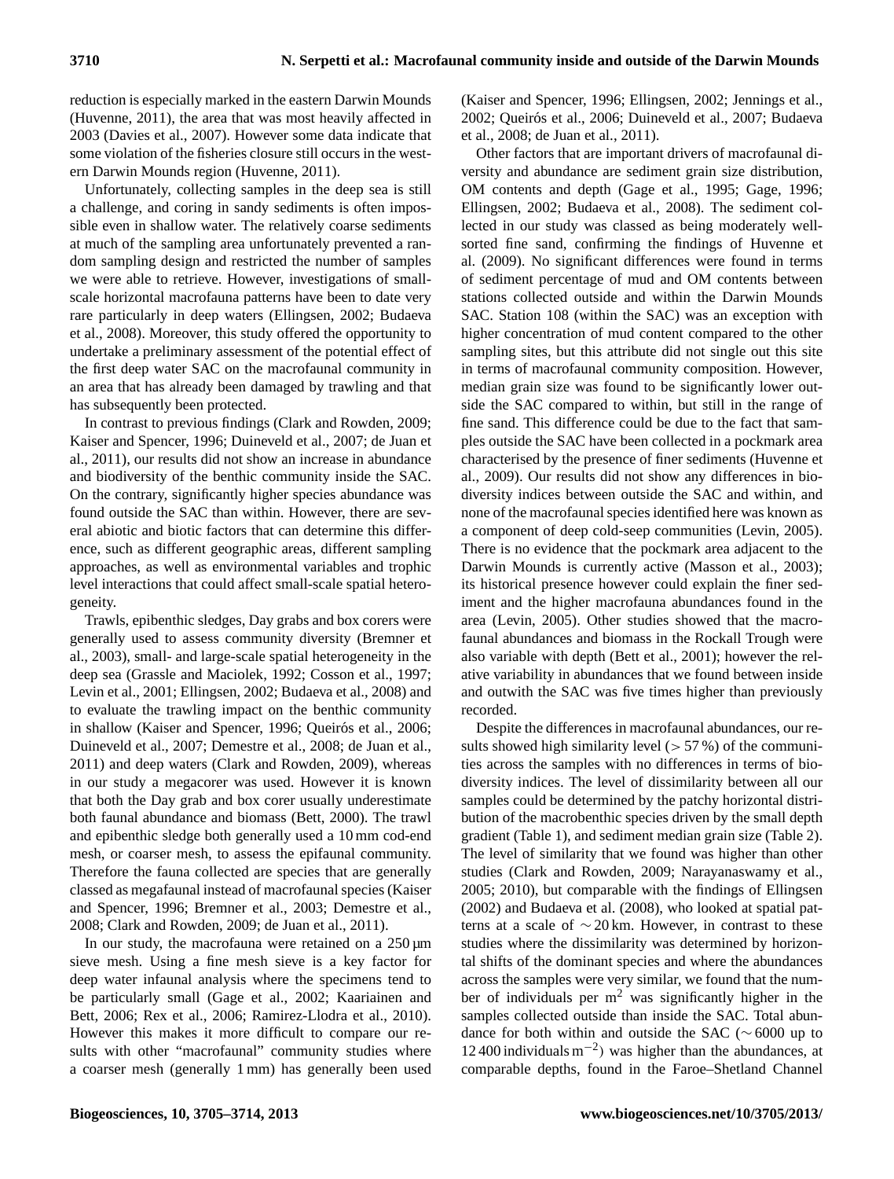reduction is especially marked in the eastern Darwin Mounds (Huvenne, 2011), the area that was most heavily affected in 2003 (Davies et al., 2007). However some data indicate that some violation of the fisheries closure still occurs in the western Darwin Mounds region (Huvenne, 2011).

Unfortunately, collecting samples in the deep sea is still a challenge, and coring in sandy sediments is often impossible even in shallow water. The relatively coarse sediments at much of the sampling area unfortunately prevented a random sampling design and restricted the number of samples we were able to retrieve. However, investigations of small-scale horizontal macrofauna patterns have been to date very rare particularly in deep waters (Ellingsen, 2002; Budaeva et al., 2008). Moreover, this study offered the opportunity to undertake a preliminary assessment of the potential effect of the first deep water SAC on the macrofaunal community in an area that has already been damaged by trawling and that has subsequently been protected.

In contrast to previous findings (Clark and Rowden, 2009; Kaiser and Spencer, 1996; Duineveld et al., 2007; de Juan et al., 2011), our results did not show an increase in abundance and biodiversity of the benthic community inside the SAC. On the contrary, significantly higher species abundance was found outside the SAC than within. However, there are several abiotic and biotic factors that can determine this difference, such as different geographic areas, different sampling approaches, as well as environmental variables and trophic level interactions that could affect small-scale spatial heterogeneity.

Trawls, epibenthic sledges, Day grabs and box corers were generally used to assess community diversity (Bremner et al., 2003), small- and large-scale spatial heterogeneity in the deep sea (Grassle and Maciolek, 1992; Cosson et al., 1997; Levin et al., 2001; Ellingsen, 2002; Budaeva et al., 2008) and to evaluate the trawling impact on the benthic community in shallow (Kaiser and Spencer, 1996; Queirós et al., 2006; Duineveld et al., 2007; Demestre et al., 2008; de Juan et al., 2011) and deep waters (Clark and Rowden, 2009), whereas in our study a megacorer was used. However it is known that both the Day grab and box corer usually underestimate both faunal abundance and biomass (Bett, 2000). The trawl and epibenthic sledge both generally used a 10 mm cod-end mesh, or coarser mesh, to assess the epifaunal community. Therefore the fauna collected are species that are generally classed as megafaunal instead of macrofaunal species (Kaiser and Spencer, 1996; Bremner et al., 2003; Demestre et al., 2008; Clark and Rowden, 2009; de Juan et al., 2011).

In our study, the macrofauna were retained on a 250 µm sieve mesh. Using a fine mesh sieve is a key factor for deep water infaunal analysis where the specimens tend to be particularly small (Gage et al., 2002; Kaariainen and Bett, 2006; Rex et al., 2006; Ramirez-Llodra et al., 2010). However this makes it more difficult to compare our results with other "macrofaunal" community studies where a coarser mesh (generally 1 mm) has generally been used (Kaiser and Spencer, 1996; Ellingsen, 2002; Jennings et al., 2002; Queirós et al., 2006; Duineveld et al., 2007; Budaeva et al., 2008; de Juan et al., 2011).

Other factors that are important drivers of macrofaunal diversity and abundance are sediment grain size distribution, OM contents and depth (Gage et al., 1995; Gage, 1996; Ellingsen, 2002; Budaeva et al., 2008). The sediment collected in our study was classed as being moderately well-sorted fine sand, confirming the findings of Huvenne et al. (2009). No significant differences were found in terms of sediment percentage of mud and OM contents between stations collected outside and within the Darwin Mounds SAC. Station 108 (within the SAC) was an exception with higher concentration of mud content compared to the other sampling sites, but this attribute did not single out this site in terms of macrofaunal community composition. However, median grain size was found to be significantly lower outside the SAC compared to within, but still in the range of fine sand. This difference could be due to the fact that samples outside the SAC have been collected in a pockmark area characterised by the presence of finer sediments (Huvenne et al., 2009). Our results did not show any differences in biodiversity indices between outside the SAC and within, and none of the macrofaunal species identified here was known as a component of deep cold-seep communities (Levin, 2005). There is no evidence that the pockmark area adjacent to the Darwin Mounds is currently active (Masson et al., 2003); its historical presence however could explain the finer sediment and the higher macrofauna abundances found in the area (Levin, 2005). Other studies showed that the macrofaunal abundances and biomass in the Rockall Trough were also variable with depth (Bett et al., 2001); however the relative variability in abundances that we found between inside and outwith the SAC was five times higher than previously recorded.

Despite the differences in macrofaunal abundances, our results showed high similarity level (> 57 %) of the communities across the samples with no differences in terms of biodiversity indices. The level of dissimilarity between all our samples could be determined by the patchy horizontal distribution of the macrobenthic species driven by the small depth gradient (Table 1), and sediment median grain size (Table 2). The level of similarity that we found was higher than other studies (Clark and Rowden, 2009; Narayanaswamy et al., 2005; 2010), but comparable with the findings of Ellingsen (2002) and Budaeva et al. (2008), who looked at spatial patterns at a scale of ∼ 20 km. However, in contrast to these studies where the dissimilarity was determined by horizontal shifts of the dominant species and where the abundances across the samples were very similar, we found that the number of individuals per $m^2$ was significantly higher in the samples collected outside than inside the SAC. Total abundance for both within and outside the SAC (∼ 6000 up to 12 400 individuals $m^{-2}$) was higher than the abundances, at comparable depths, found in the Faroe–Shetland Channel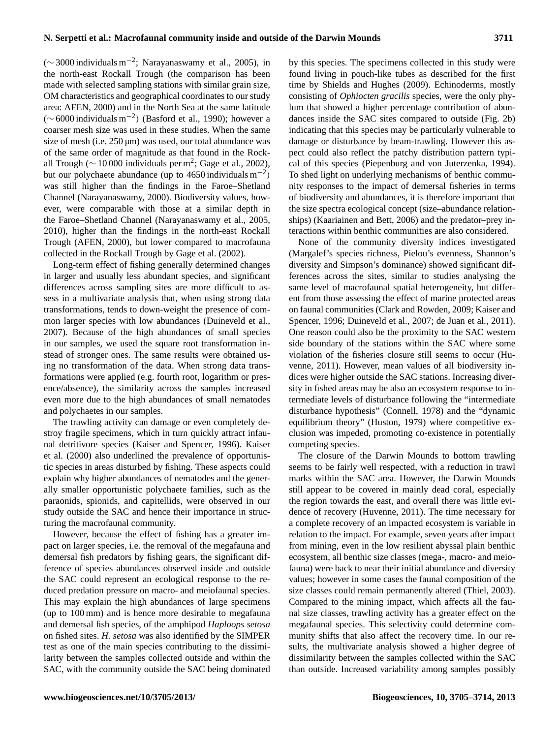($\sim 3000$ individuals $m^{-2}$; Narayanaswamy et al., 2005), in the north-east Rockall Trough (the comparison has been made with selected sampling stations with similar grain size, OM characteristics and geographical coordinates to our study area: AFEN, 2000) and in the North Sea at the same latitude ($\sim 6000$ individuals $m^{-2}$) (Basford et al., 1990); however a coarser mesh size was used in these studies. When the same size of mesh (i.e. 250 µm) was used, our total abundance was of the same order of magnitude as that found in the Rockall Trough ($\sim 10\,000$ individuals per $m^2$; Gage et al., 2002), but our polychaete abundance (up to 4650 individuals $m^{-2}$) was still higher than the findings in the Faroe–Shetland Channel (Narayanaswamy, 2000). Biodiversity values, however, were comparable with those at a similar depth in the Faroe–Shetland Channel (Narayanaswamy et al., 2005, 2010), higher than the findings in the north-east Rockall Trough (AFEN, 2000), but lower compared to macrofauna collected in the Rockall Trough by Gage et al. (2002).

Long-term effect of fishing generally determined changes in larger and usually less abundant species, and significant differences across sampling sites are more difficult to assess in a multivariate analysis that, when using strong data transformations, tends to down-weight the presence of common larger species with low abundances (Duineveld et al., 2007). Because of the high abundances of small species in our samples, we used the square root transformation instead of stronger ones. The same results were obtained using no transformation of the data. When strong data transformations were applied (e.g. fourth root, logarithm or presence/absence), the similarity across the samples increased even more due to the high abundances of small nematodes and polychaetes in our samples.

The trawling activity can damage or even completely destroy fragile specimens, which in turn quickly attract infaunal detritivore species (Kaiser and Spencer, 1996). Kaiser et al. (2000) also underlined the prevalence of opportunistic species in areas disturbed by fishing. These aspects could explain why higher abundances of nematodes and the generally smaller opportunistic polychaete families, such as the paraonids, spionids, and capitellids, were observed in our study outside the SAC and hence their importance in structuring the macrofaunal community.

However, because the effect of fishing has a greater impact on larger species, i.e. the removal of the megafauna and demersal fish predators by fishing gears, the significant difference of species abundances observed inside and outside the SAC could represent an ecological response to the reduced predation pressure on macro- and meiofaunal species. This may explain the high abundances of large specimens (up to 100 mm) and is hence more desirable to megafauna and demersal fish species, of the amphipod *Haploops setosa* on fished sites. *H. setosa* was also identified by the SIMPER test as one of the main species contributing to the dissimilarity between the samples collected outside and within the SAC, with the community outside the SAC being dominated by this species. The specimens collected in this study were found living in pouch-like tubes as described for the first time by Shields and Hughes (2009). Echinoderms, mostly consisting of *Ophiocten gracilis* species, were the only phylum that showed a higher percentage contribution of abundances inside the SAC sites compared to outside (Fig. 2b) indicating that this species may be particularly vulnerable to damage or disturbance by beam-trawling. However this aspect could also reflect the patchy distribution pattern typical of this species (Piepenburg and von Juterzenka, 1994). To shed light on underlying mechanisms of benthic community responses to the impact of demersal fisheries in terms of biodiversity and abundances, it is therefore important that the size spectra ecological concept (size–abundance relationships) (Kaariainen and Bett, 2006) and the predator–prey interactions within benthic communities are also considered.

None of the community diversity indices investigated (Margalef's species richness, Pielou's evenness, Shannon's diversity and Simpson's dominance) showed significant differences across the sites, similar to studies analysing the same level of macrofaunal spatial heterogeneity, but different from those assessing the effect of marine protected areas on faunal communities (Clark and Rowden, 2009; Kaiser and Spencer, 1996; Duineveld et al., 2007; de Juan et al., 2011). One reason could also be the proximity to the SAC western side boundary of the stations within the SAC where some violation of the fisheries closure still seems to occur (Huvenne, 2011). However, mean values of all biodiversity indices were higher outside the SAC stations. Increasing diversity in fished areas may be also an ecosystem response to intermediate levels of disturbance following the "intermediate disturbance hypothesis" (Connell, 1978) and the "dynamic equilibrium theory" (Huston, 1979) where competitive exclusion was impeded, promoting co-existence in potentially competing species.

The closure of the Darwin Mounds to bottom trawling seems to be fairly well respected, with a reduction in trawl marks within the SAC area. However, the Darwin Mounds still appear to be covered in mainly dead coral, especially the region towards the east, and overall there was little evidence of recovery (Huvenne, 2011). The time necessary for a complete recovery of an impacted ecosystem is variable in relation to the impact. For example, seven years after impact from mining, even in the low resilient abyssal plain benthic ecosystem, all benthic size classes (mega-, macro- and meiofauna) were back to near their initial abundance and diversity values; however in some cases the faunal composition of the size classes could remain permanently altered (Thiel, 2003). Compared to the mining impact, which affects all the faunal size classes, trawling activity has a greater effect on the megafaunal species. This selectivity could determine community shifts that also affect the recovery time. In our results, the multivariate analysis showed a higher degree of dissimilarity between the samples collected within the SAC than outside. Increased variability among samples possibly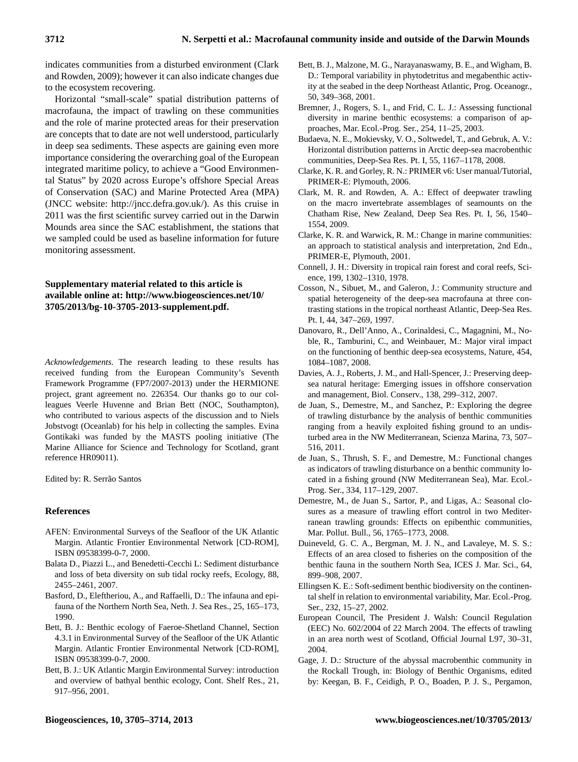indicates communities from a disturbed environment (Clark and Rowden, 2009); however it can also indicate changes due to the ecosystem recovering.

Horizontal "small-scale" spatial distribution patterns of macrofauna, the impact of trawling on these communities and the role of marine protected areas for their preservation are concepts that to date are not well understood, particularly in deep sea sediments. These aspects are gaining even more importance considering the overarching goal of the European integrated maritime policy, to achieve a "Good Environmental Status" by 2020 across Europe's offshore Special Areas of Conservation (SAC) and Marine Protected Area (MPA) (JNCC website: http://jncc.defra.gov.uk/). As this cruise in 2011 was the first scientific survey carried out in the Darwin Mounds area since the SAC establishment, the stations that we sampled could be used as baseline information for future monitoring assessment.

**Supplementary material related to this article is available online at: http://www.biogeosciences.net/10/3705/2013/bg-10-3705-2013-supplement.pdf.**

*Acknowledgements.* The research leading to these results has received funding from the European Community's Seventh Framework Programme (FP7/2007-2013) under the HERMIONE project, grant agreement no. 226354. Our thanks go to our colleagues Veerle Huvenne and Brian Bett (NOC, Southampton), who contributed to various aspects of the discussion and to Niels Jobstvogt (Oceanlab) for his help in collecting the samples. Evina Gontikaki was funded by the MASTS pooling initiative (The Marine Alliance for Science and Technology for Scotland, grant reference HR09011).

Edited by: R. Serrão Santos

## References

AFEN: Environmental Surveys of the Seafloor of the UK Atlantic Margin. Atlantic Frontier Environmental Network [CD-ROM], ISBN 09538399-0-7, 2000.

Balata D., Piazzi L., and Benedetti-Cecchi L: Sediment disturbance and loss of beta diversity on sub tidal rocky reefs, Ecology, 88, 2455–2461, 2007.

Basford, D., Eleftheriou, A., and Raffaelli, D.: The infauna and epifauna of the Northern North Sea, Neth. J. Sea Res., 25, 165–173, 1990.

Bett, B. J.: Benthic ecology of Faeroe-Shetland Channel, Section 4.3.1 in Environmental Survey of the Seafloor of the UK Atlantic Margin. Atlantic Frontier Environmental Network [CD-ROM], ISBN 09538399-0-7, 2000.

Bett, B. J.: UK Atlantic Margin Environmental Survey: introduction and overview of bathyal benthic ecology, Cont. Shelf Res., 21, 917–956, 2001.

Bett, B. J., Malzone, M. G., Narayanaswamy, B. E., and Wigham, B. D.: Temporal variability in phytodetritus and megabenthic activity at the seabed in the deep Northeast Atlantic, Prog. Oceanogr., 50, 349–368, 2001.

Bremner, J., Rogers, S. I., and Frid, C. L. J.: Assessing functional diversity in marine benthic ecosystems: a comparison of approaches, Mar. Ecol.-Prog. Ser., 254, 11–25, 2003.

Budaeva, N. E., Mokievsky, V. O., Soltwedel, T., and Gebruk, A. V.: Horizontal distribution patterns in Arctic deep-sea macrobenthic communities, Deep-Sea Res. Pt. I, 55, 1167–1178, 2008.

Clarke, K. R. and Gorley, R. N.: PRIMER v6: User manual/Tutorial, PRIMER-E: Plymouth, 2006.

Clark, M. R. and Rowden, A. A.: Effect of deepwater trawling on the macro invertebrate assemblages of seamounts on the Chatham Rise, New Zealand, Deep Sea Res. Pt. I, 56, 1540–1554, 2009.

Clarke, K. R. and Warwick, R. M.: Change in marine communities: an approach to statistical analysis and interpretation, 2nd Edn., PRIMER-E, Plymouth, 2001.

Connell, J. H.: Diversity in tropical rain forest and coral reefs, Science, 199, 1302–1310, 1978.

Cosson, N., Sibuet, M., and Galeron, J.: Community structure and spatial heterogeneity of the deep-sea macrofauna at three contrasting stations in the tropical northeast Atlantic, Deep-Sea Res. Pt. I, 44, 347–269, 1997.

Danovaro, R., Dell'Anno, A., Corinaldesi, C., Magagnini, M., Noble, R., Tamburini, C., and Weinbauer, M.: Major viral impact on the functioning of benthic deep-sea ecosystems, Nature, 454, 1084–1087, 2008.

Davies, A. J., Roberts, J. M., and Hall-Spencer, J.: Preserving deep-sea natural heritage: Emerging issues in offshore conservation and management, Biol. Conserv., 138, 299–312, 2007.

de Juan, S., Demestre, M., and Sanchez, P.: Exploring the degree of trawling disturbance by the analysis of benthic communities ranging from a heavily exploited fishing ground to an undisturbed area in the NW Mediterranean, Scienza Marina, 73, 507–516, 2011.

de Juan, S., Thrush, S. F., and Demestre, M.: Functional changes as indicators of trawling disturbance on a benthic community located in a fishing ground (NW Mediterranean Sea), Mar. Ecol.-Prog. Ser., 334, 117–129, 2007.

Demestre, M., de Juan S., Sartor, P., and Ligas, A.: Seasonal closures as a measure of trawling effort control in two Mediterranean trawling grounds: Effects on epibenthic communities, Mar. Pollut. Bull., 56, 1765–1773, 2008.

Duineveld, G. C. A., Bergman, M. J. N., and Lavaleye, M. S. S.: Effects of an area closed to fisheries on the composition of the benthic fauna in the southern North Sea, ICES J. Mar. Sci., 64, 899–908, 2007.

Ellingsen K. E.: Soft-sediment benthic biodiversity on the continental shelf in relation to environmental variability, Mar. Ecol.-Prog. Ser., 232, 15–27, 2002.

European Council, The President J. Walsh: Council Regulation (EEC) No. 602/2004 of 22 March 2004. The effects of trawling in an area north west of Scotland, Official Journal L97, 30–31, 2004.

Gage, J. D.: Structure of the abyssal macrobenthic community in the Rockall Trough, in: Biology of Benthic Organisms, edited by: Keegan, B. F., Ceidigh, P. O., Boaden, P. J. S., Pergamon,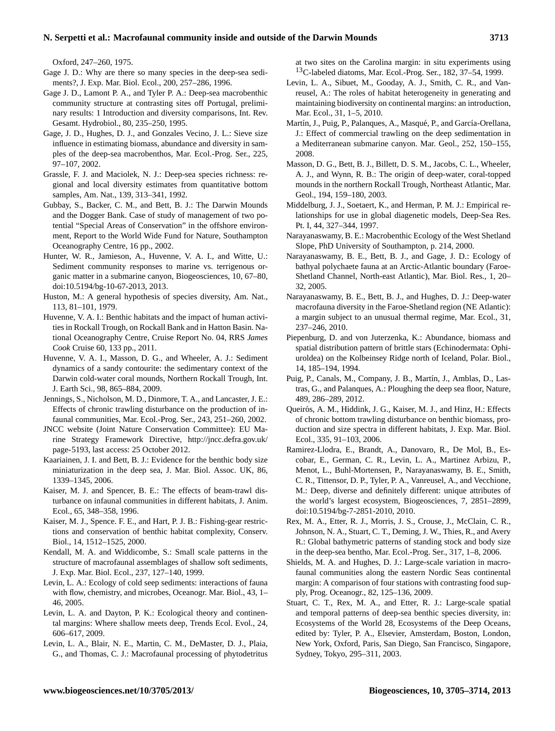Oxford, 247–260, 1975.

Gage J. D.: Why are there so many species in the deep-sea sediments?, J. Exp. Mar. Biol. Ecol., 200, 257–286, 1996.

Gage J. D., Lamont P. A., and Tyler P. A.: Deep-sea macrobenthic community structure at contrasting sites off Portugal, preliminary results: 1 Introduction and diversity comparisons, Int. Rev. Gesamt. Hydrobiol., 80, 235–250, 1995.

Gage, J. D., Hughes, D. J., and Gonzales Vecino, J. L.: Sieve size influence in estimating biomass, abundance and diversity in samples of the deep-sea macrobenthos, Mar. Ecol.-Prog. Ser., 225, 97–107, 2002.

Grassle, F. J. and Maciolek, N. J.: Deep-sea species richness: regional and local diversity estimates from quantitative bottom samples, Am. Nat., 139, 313–341, 1992.

Gubbay, S., Backer, C. M., and Bett, B. J.: The Darwin Mounds and the Dogger Bank. Case of study of management of two potential "Special Areas of Conservation" in the offshore environment, Report to the World Wide Fund for Nature, Southampton Oceanography Centre, 16 pp., 2002.

Hunter, W. R., Jamieson, A., Huvenne, V. A. I., and Witte, U.: Sediment community responses to marine vs. terrigenous organic matter in a submarine canyon, Biogeosciences, 10, 67–80, doi:10.5194/bg-10-67-2013, 2013.

Huston, M.: A general hypothesis of species diversity, Am. Nat., 113, 81–101, 1979.

Huvenne, V. A. I.: Benthic habitats and the impact of human activities in Rockall Trough, on Rockall Bank and in Hatton Basin. National Oceanography Centre, Cruise Report No. 04, RRS *James Cook* Cruise 60, 133 pp., 2011.

Huvenne, V. A. I., Masson, D. G., and Wheeler, A. J.: Sediment dynamics of a sandy contourite: the sedimentary context of the Darwin cold-water coral mounds, Northern Rockall Trough, Int. J. Earth Sci., 98, 865–884, 2009.

Jennings, S., Nicholson, M. D., Dinmore, T. A., and Lancaster, J. E.: Effects of chronic trawling disturbance on the production of infaunal communities, Mar. Ecol.-Prog. Ser., 243, 251–260, 2002.

JNCC website (Joint Nature Conservation Committee): EU Marine Strategy Framework Directive, http://jncc.defra.gov.uk/page-5193, last access: 25 October 2012.

Kaariainen, J. I. and Bett, B. J.: Evidence for the benthic body size miniaturization in the deep sea, J. Mar. Biol. Assoc. UK, 86, 1339–1345, 2006.

Kaiser, M. J. and Spencer, B. E.: The effects of beam-trawl disturbance on infaunal communities in different habitats, J. Anim. Ecol., 65, 348–358, 1996.

Kaiser, M. J., Spence. F. E., and Hart, P. J. B.: Fishing-gear restrictions and conservation of benthic habitat complexity, Conserv. Biol., 14, 1512–1525, 2000.

Kendall, M. A. and Widdicombe, S.: Small scale patterns in the structure of macrofaunal assemblages of shallow soft sediments, J. Exp. Mar. Biol. Ecol., 237, 127–140, 1999.

Levin, L. A.: Ecology of cold seep sediments: interactions of fauna with flow, chemistry, and microbes, Oceanogr. Mar. Biol., 43, 1–46, 2005.

Levin, L. A. and Dayton, P. K.: Ecological theory and continental margins: Where shallow meets deep, Trends Ecol. Evol., 24, 606–617, 2009.

Levin, L. A., Blair, N. E., Martin, C. M., DeMaster, D. J., Plaia, G., and Thomas, C. J.: Macrofaunal processing of phytodetritus at two sites on the Carolina margin: in situ experiments using $^{13}$C-labeled diatoms, Mar. Ecol.-Prog. Ser., 182, 37–54, 1999.

Levin, L. A., Sibuet, M., Gooday, A. J., Smith, C. R., and Vanreusel, A.: The roles of habitat heterogeneity in generating and maintaining biodiversity on continental margins: an introduction, Mar. Ecol., 31, 1–5, 2010.

Martín, J., Puig, P., Palanques, A., Masqué, P., and García-Orellana, J.: Effect of commercial trawling on the deep sedimentation in a Mediterranean submarine canyon. Mar. Geol., 252, 150–155, 2008.

Masson, D. G., Bett, B. J., Billett, D. S. M., Jacobs, C. L., Wheeler, A. J., and Wynn, R. B.: The origin of deep-water, coral-topped mounds in the northern Rockall Trough, Northeast Atlantic, Mar. Geol., 194, 159–180, 2003.

Middelburg, J. J., Soetaert, K., and Herman, P. M. J.: Empirical relationships for use in global diagenetic models, Deep-Sea Res. Pt. I, 44, 327–344, 1997.

Narayanaswamy, B. E.: Macrobenthic Ecology of the West Shetland Slope, PhD University of Southampton, p. 214, 2000.

Narayanaswamy, B. E., Bett, B. J., and Gage, J. D.: Ecology of bathyal polychaete fauna at an Arctic-Atlantic boundary (Faroe-Shetland Channel, North-east Atlantic), Mar. Biol. Res., 1, 20–32, 2005.

Narayanaswamy, B. E., Bett, B. J., and Hughes, D. J.: Deep-water macrofauna diversity in the Faroe-Shetland region (NE Atlantic): a margin subject to an unusual thermal regime, Mar. Ecol., 31, 237–246, 2010.

Piepenburg, D. and von Juterzenka, K.: Abundance, biomass and spatial distribution pattern of brittle stars (Echinodermata: Ophiuroldea) on the Kolbeinsey Ridge north of Iceland, Polar. Biol., 14, 185–194, 1994.

Puig, P., Canals, M., Company, J. B., Martín, J., Amblas, D., Lastras, G., and Palanques, A.: Ploughing the deep sea floor, Nature, 489, 286–289, 2012.

Queirós, A. M., Hiddink, J. G., Kaiser, M. J., and Hinz, H.: Effects of chronic bottom trawling disturbance on benthic biomass, production and size spectra in different habitats, J. Exp. Mar. Biol. Ecol., 335, 91–103, 2006.

Ramirez-Llodra, E., Brandt, A., Danovaro, R., De Mol, B., Escobar, E., German, C. R., Levin, L. A., Martinez Arbizu, P., Menot, L., Buhl-Mortensen, P., Narayanaswamy, B. E., Smith, C. R., Tittensor, D. P., Tyler, P. A., Vanreusel, A., and Vecchione, M.: Deep, diverse and definitely different: unique attributes of the world's largest ecosystem, Biogeosciences, 7, 2851–2899, doi:10.5194/bg-7-2851-2010, 2010.

Rex, M. A., Etter, R. J., Morris, J. S., Crouse, J., McClain, C. R., Johnson, N. A., Stuart, C. T., Deming, J. W., Thies, R., and Avery R.: Global bathymetric patterns of standing stock and body size in the deep-sea bentho, Mar. Ecol.-Prog. Ser., 317, 1–8, 2006.

Shields, M. A. and Hughes, D. J.: Large-scale variation in macrofaunal communities along the eastern Nordic Seas continental margin: A comparison of four stations with contrasting food supply, Prog. Oceanogr., 82, 125–136, 2009.

Stuart, C. T., Rex, M. A., and Etter, R. J.: Large-scale spatial and temporal patterns of deep-sea benthic species diversity, in: Ecosystems of the World 28, Ecosystems of the Deep Oceans, edited by: Tyler, P. A., Elsevier, Amsterdam, Boston, London, New York, Oxford, Paris, San Diego, San Francisco, Singapore, Sydney, Tokyo, 295–311, 2003.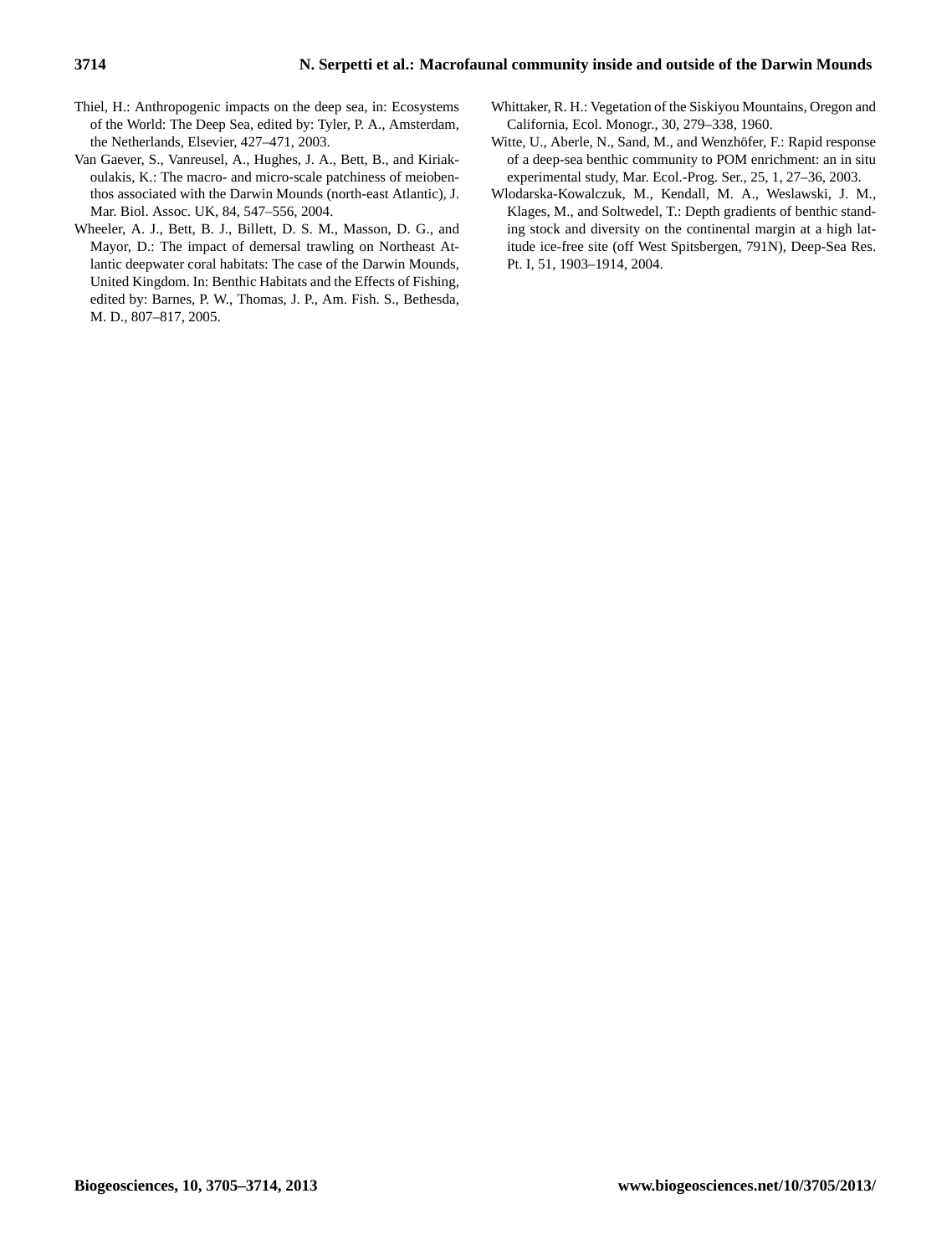Thiel, H.: Anthropogenic impacts on the deep sea, in: Ecosystems of the World: The Deep Sea, edited by: Tyler, P. A., Amsterdam, the Netherlands, Elsevier, 427–471, 2003.

Van Gaever, S., Vanreusel, A., Hughes, J. A., Bett, B., and Kiriakoulakis, K.: The macro- and micro-scale patchiness of meiobenthos associated with the Darwin Mounds (north-east Atlantic), J. Mar. Biol. Assoc. UK, 84, 547–556, 2004.

Wheeler, A. J., Bett, B. J., Billett, D. S. M., Masson, D. G., and Mayor, D.: The impact of demersal trawling on Northeast Atlantic deepwater coral habitats: The case of the Darwin Mounds, United Kingdom. In: Benthic Habitats and the Effects of Fishing, edited by: Barnes, P. W., Thomas, J. P., Am. Fish. S., Bethesda, M. D., 807–817, 2005.

Whittaker, R. H.: Vegetation of the Siskiyou Mountains, Oregon and California, Ecol. Monogr., 30, 279–338, 1960.

Witte, U., Aberle, N., Sand, M., and Wenzhöfer, F.: Rapid response of a deep-sea benthic community to POM enrichment: an in situ experimental study, Mar. Ecol.-Prog. Ser., 25, 1, 27–36, 2003.

Wlodarska-Kowalczuk, M., Kendall, M. A., Weslawski, J. M., Klages, M., and Soltwedel, T.: Depth gradients of benthic standing stock and diversity on the continental margin at a high latitude ice-free site (off West Spitsbergen, 791N), Deep-Sea Res. Pt. I, 51, 1903–1914, 2004.